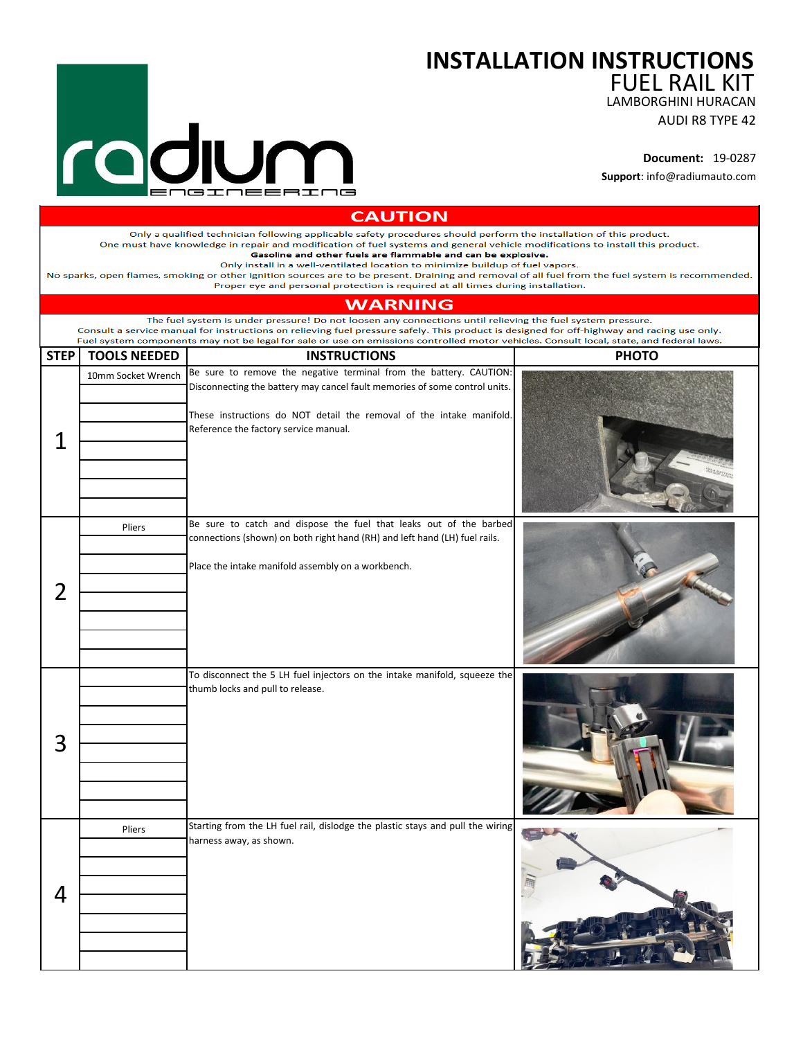# INSTALLATION INSTRUCTIONS

## FUEL RAIL KIT

LAMBORGHINI HURACAN

AUDI R8 TYPE 42

**Document:** 19-0287

**Support**: info@radiumauto.com

## CAUTION

Only a qualified technician following applicable safety procedures should perform the installation of this product.
One must have knowledge in repair and modification of fuel systems and general vehicle modifications to install this product.
**Gasoline and other fuels are flammable and can be explosive.**
Only install in a well-ventilated location to minimize buildup of fuel vapors.
No sparks, open flames, smoking or other ignition sources are to be present. Draining and removal of all fuel from the fuel system is recommended.
Proper eye and personal protection is required at all times during installation.

## WARNING

The fuel system is under pressure! Do not loosen any connections until relieving the fuel system pressure.
Consult a service manual for instructions on relieving fuel pressure safely. This product is designed for off-highway and racing use only.
Fuel system components may not be legal for sale or use on emissions controlled motor vehicles. Consult local, state, and federal laws.

| STEP | TOOLS NEEDED | INSTRUCTIONS | PHOTO |
|---|---|---|---|
| 1 | 10mm Socket Wrench | Be sure to remove the negative terminal from the battery. CAUTION: Disconnecting the battery may cancel fault memories of some control units.<br><br>These instructions do NOT detail the removal of the intake manifold. Reference the factory service manual. | |
| 2 | Pliers | Be sure to catch and dispose the fuel that leaks out of the barbed connections (shown) on both right hand (RH) and left hand (LH) fuel rails.<br><br>Place the intake manifold assembly on a workbench. | |
| 3 | | To disconnect the 5 LH fuel injectors on the intake manifold, squeeze the thumb locks and pull to release. | |
| 4 | Pliers | Starting from the LH fuel rail, dislodge the plastic stays and pull the wiring harness away, as shown. | |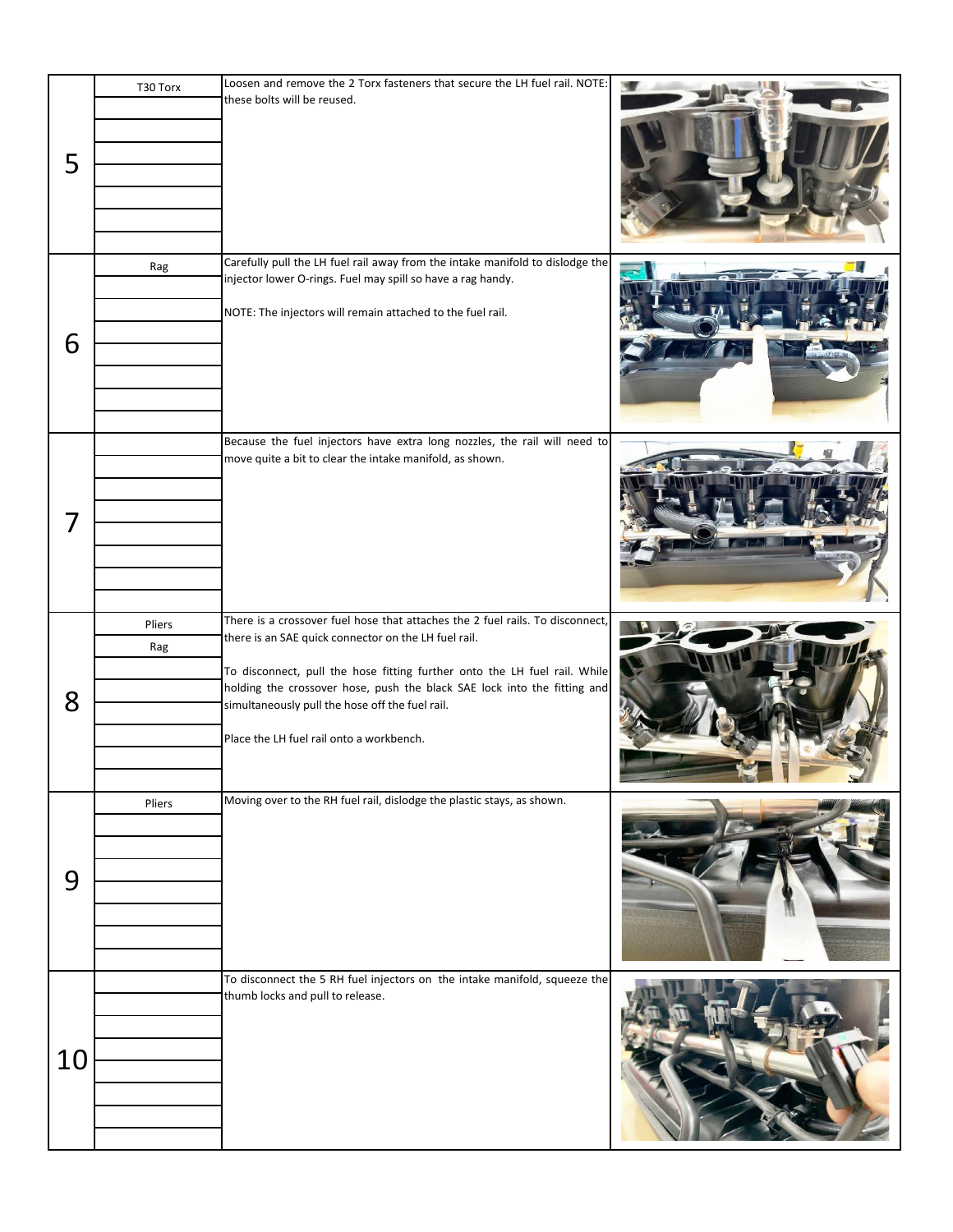| Step | Tools | Instructions |
| --- | --- | --- |
| 5 | T30 Torx | Loosen and remove the 2 Torx fasteners that secure the LH fuel rail. NOTE: these bolts will be reused. |
| 6 | Rag | Carefully pull the LH fuel rail away from the intake manifold to dislodge the injector lower O-rings. Fuel may spill so have a rag handy.<br><br>NOTE: The injectors will remain attached to the fuel rail. |
| 7 | | Because the fuel injectors have extra long nozzles, the rail will need to move quite a bit to clear the intake manifold, as shown. |
| 8 | Pliers<br>Rag | There is a crossover fuel hose that attaches the 2 fuel rails. To disconnect, there is an SAE quick connector on the LH fuel rail.<br><br>To disconnect, pull the hose fitting further onto the LH fuel rail. While holding the crossover hose, push the black SAE lock into the fitting and simultaneously pull the hose off the fuel rail.<br><br>Place the LH fuel rail onto a workbench. |
| 9 | Pliers | Moving over to the RH fuel rail, dislodge the plastic stays, as shown. |
| 10 | | To disconnect the 5 RH fuel injectors on the intake manifold, squeeze the thumb locks and pull to release. |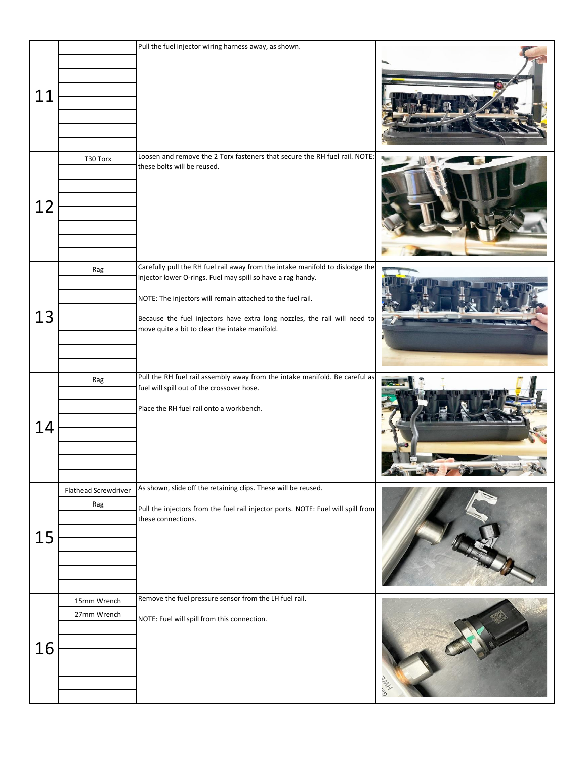| Step | Tools | Instructions |
|---|---|---|
| 11 | | Pull the fuel injector wiring harness away, as shown. |
| 12 | T30 Torx | Loosen and remove the 2 Torx fasteners that secure the RH fuel rail. NOTE: these bolts will be reused. |
| 13 | Rag | Carefully pull the RH fuel rail away from the intake manifold to dislodge the injector lower O-rings. Fuel may spill so have a rag handy.<br><br>NOTE: The injectors will remain attached to the fuel rail.<br><br>Because the fuel injectors have extra long nozzles, the rail will need to move quite a bit to clear the intake manifold. |
| 14 | Rag | Pull the RH fuel rail assembly away from the intake manifold. Be careful as fuel will spill out of the crossover hose.<br><br>Place the RH fuel rail onto a workbench. |
| 15 | Flathead Screwdriver<br>Rag | As shown, slide off the retaining clips. These will be reused.<br><br>Pull the injectors from the fuel rail injector ports. NOTE: Fuel will spill from these connections. |
| 16 | 15mm Wrench<br>27mm Wrench | Remove the fuel pressure sensor from the LH fuel rail.<br><br>NOTE: Fuel will spill from this connection. |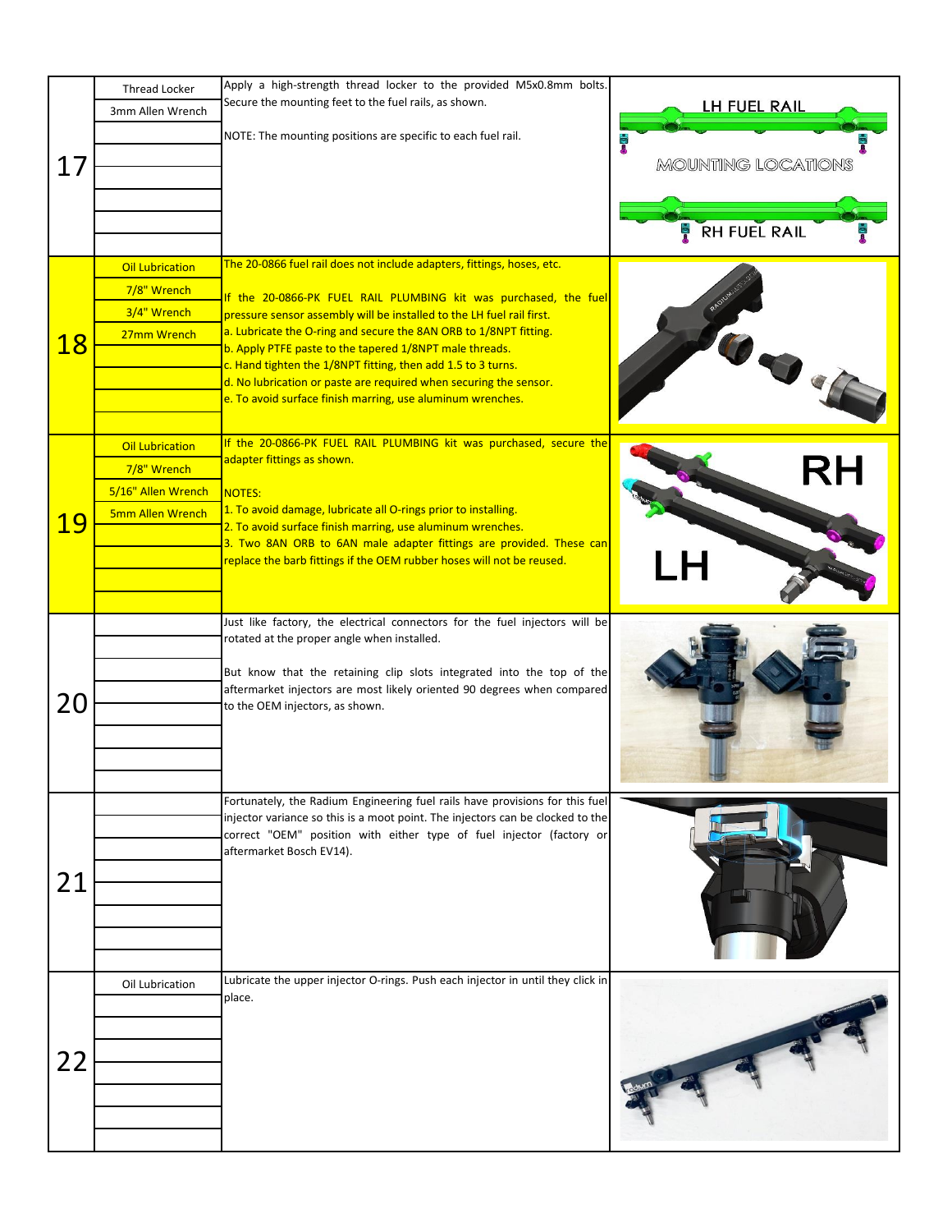| Step | Tools | Instructions |
|---|---|---|
| 17 | Thread Locker<br>3mm Allen Wrench | Apply a high-strength thread locker to the provided M5x0.8mm bolts. Secure the mounting feet to the fuel rails, as shown.<br><br>NOTE: The mounting positions are specific to each fuel rail. |
| 18 | Oil Lubrication<br>7/8" Wrench<br>3/4" Wrench<br>27mm Wrench | The 20-0866 fuel rail does not include adapters, fittings, hoses, etc.<br><br>If the 20-0866-PK FUEL RAIL PLUMBING kit was purchased, the fuel pressure sensor assembly will be installed to the LH fuel rail first.<br>a. Lubricate the O-ring and secure the 8AN ORB to 1/8NPT fitting.<br>b. Apply PTFE paste to the tapered 1/8NPT male threads.<br>c. Hand tighten the 1/8NPT fitting, then add 1.5 to 3 turns.<br>d. No lubrication or paste are required when securing the sensor.<br>e. To avoid surface finish marring, use aluminum wrenches. |
| 19 | Oil Lubrication<br>7/8" Wrench<br>5/16" Allen Wrench<br>5mm Allen Wrench | If the 20-0866-PK FUEL RAIL PLUMBING kit was purchased, secure the adapter fittings as shown.<br><br>NOTES:<br>1. To avoid damage, lubricate all O-rings prior to installing.<br>2. To avoid surface finish marring, use aluminum wrenches.<br>3. Two 8AN ORB to 6AN male adapter fittings are provided. These can replace the barb fittings if the OEM rubber hoses will not be reused. |
| 20 | | Just like factory, the electrical connectors for the fuel injectors will be rotated at the proper angle when installed.<br><br>But know that the retaining clip slots integrated into the top of the aftermarket injectors are most likely oriented 90 degrees when compared to the OEM injectors, as shown. |
| 21 | | Fortunately, the Radium Engineering fuel rails have provisions for this fuel injector variance so this is a moot point. The injectors can be clocked to the correct "OEM" position with either type of fuel injector (factory or aftermarket Bosch EV14). |
| 22 | Oil Lubrication | Lubricate the upper injector O-rings. Push each injector in until they click in place. |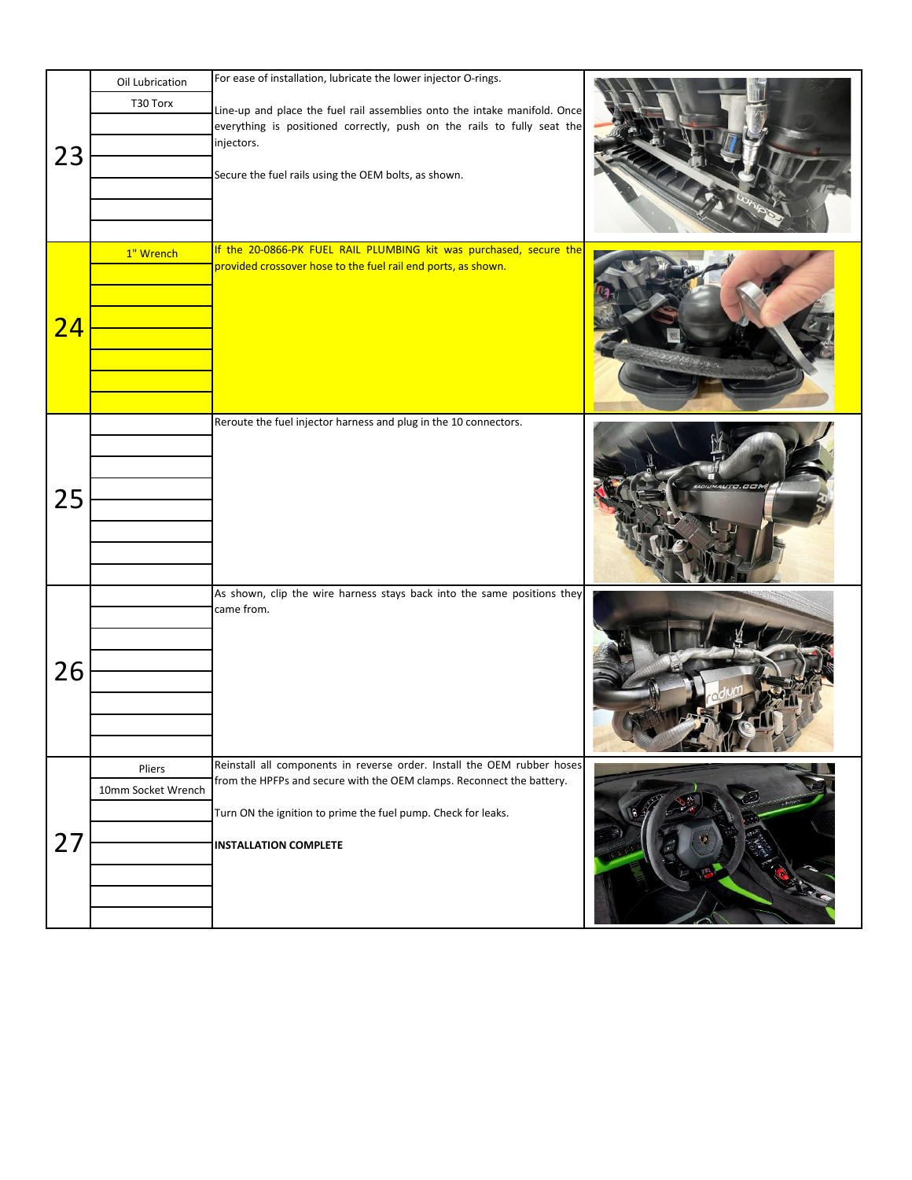| | | | |
|---|---|---|---|
| 23 | Oil Lubrication<br>T30 Torx | For ease of installation, lubricate the lower injector O-rings.<br><br>Line-up and place the fuel rail assemblies onto the intake manifold. Once everything is positioned correctly, push on the rails to fully seat the injectors.<br><br>Secure the fuel rails using the OEM bolts, as shown. | |
| 24 | 1" Wrench | If the 20-0866-PK FUEL RAIL PLUMBING kit was purchased, secure the provided crossover hose to the fuel rail end ports, as shown. | |
| 25 | | Reroute the fuel injector harness and plug in the 10 connectors. | |
| 26 | | As shown, clip the wire harness stays back into the same positions they came from. | |
| 27 | Pliers<br>10mm Socket Wrench | Reinstall all components in reverse order. Install the OEM rubber hoses from the HPFPs and secure with the OEM clamps. Reconnect the battery.<br><br>Turn ON the ignition to prime the fuel pump. Check for leaks.<br><br>**INSTALLATION COMPLETE** | |